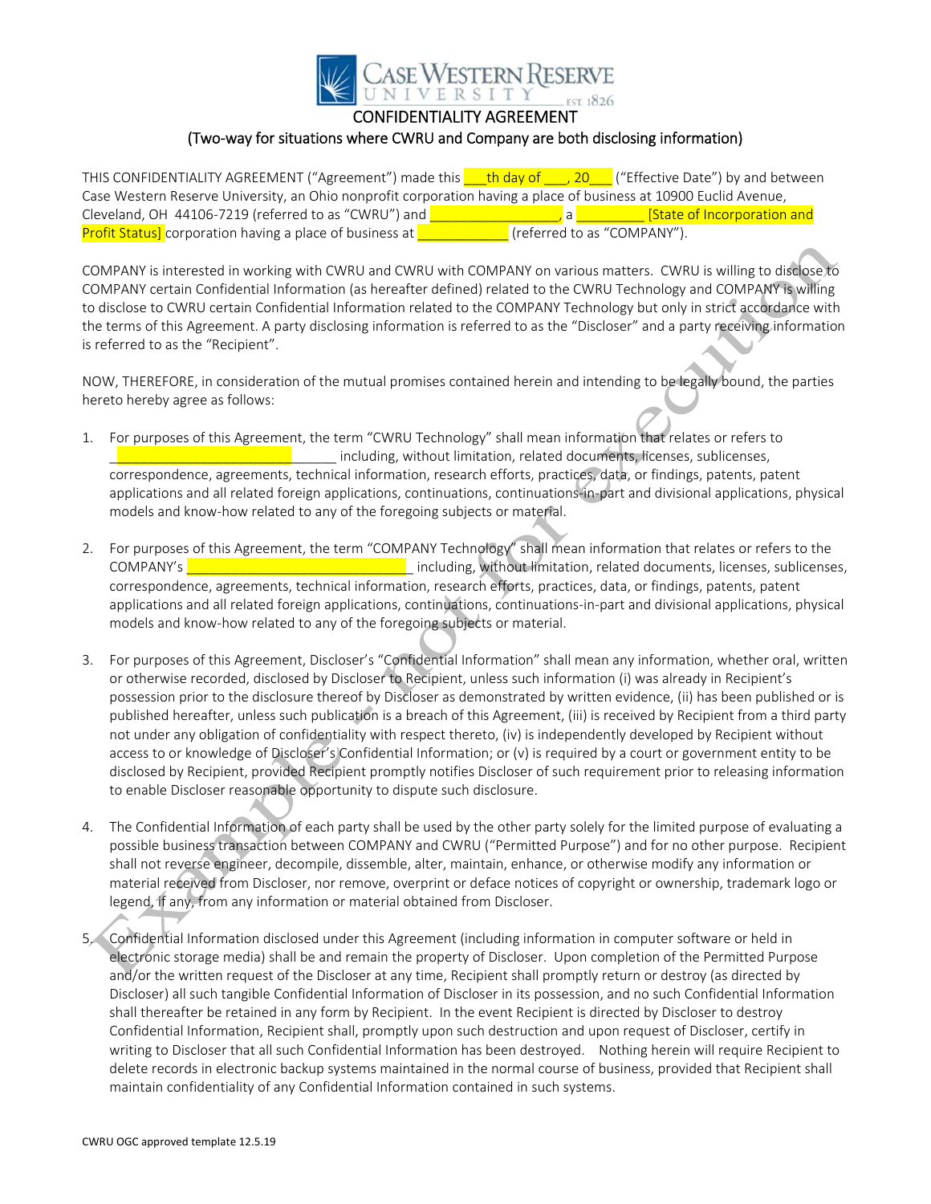CASE WESTERN RESERVE UNIVERSITY EST. 1826

# CONFIDENTIALITY AGREEMENT

## (Two-way for situations where CWRU and Company are both disclosing information)

THIS CONFIDENTIALITY AGREEMENT ("Agreement") made this ___th day of ___, 20___ ("Effective Date") by and between Case Western Reserve University, an Ohio nonprofit corporation having a place of business at 10900 Euclid Avenue, Cleveland, OH 44106-7219 (referred to as "CWRU") and _________________, a _________ [State of Incorporation and Profit Status] corporation having a place of business at ____________ (referred to as "COMPANY").

COMPANY is interested in working with CWRU and CWRU with COMPANY on various matters. CWRU is willing to disclose to COMPANY certain Confidential Information (as hereafter defined) related to the CWRU Technology and COMPANY is willing to disclose to CWRU certain Confidential Information related to the COMPANY Technology but only in strict accordance with the terms of this Agreement. A party disclosing information is referred to as the "Discloser" and a party receiving information is referred to as the "Recipient".

NOW, THEREFORE, in consideration of the mutual promises contained herein and intending to be legally bound, the parties hereto hereby agree as follows:

1. For purposes of this Agreement, the term "CWRU Technology" shall mean information that relates or refers to ______________________________ including, without limitation, related documents, licenses, sublicenses, correspondence, agreements, technical information, research efforts, practices, data, or findings, patents, patent applications and all related foreign applications, continuations, continuations-in-part and divisional applications, physical models and know-how related to any of the foregoing subjects or material.

2. For purposes of this Agreement, the term "COMPANY Technology" shall mean information that relates or refers to the COMPANY's ______________________________ including, without limitation, related documents, licenses, sublicenses, correspondence, agreements, technical information, research efforts, practices, data, or findings, patents, patent applications and all related foreign applications, continuations, continuations-in-part and divisional applications, physical models and know-how related to any of the foregoing subjects or material.

3. For purposes of this Agreement, Discloser's "Confidential Information" shall mean any information, whether oral, written or otherwise recorded, disclosed by Discloser to Recipient, unless such information (i) was already in Recipient's possession prior to the disclosure thereof by Discloser as demonstrated by written evidence, (ii) has been published or is published hereafter, unless such publication is a breach of this Agreement, (iii) is received by Recipient from a third party not under any obligation of confidentiality with respect thereto, (iv) is independently developed by Recipient without access to or knowledge of Discloser's Confidential Information; or (v) is required by a court or government entity to be disclosed by Recipient, provided Recipient promptly notifies Discloser of such requirement prior to releasing information to enable Discloser reasonable opportunity to dispute such disclosure.

4. The Confidential Information of each party shall be used by the other party solely for the limited purpose of evaluating a possible business transaction between COMPANY and CWRU ("Permitted Purpose") and for no other purpose. Recipient shall not reverse engineer, decompile, dissemble, alter, maintain, enhance, or otherwise modify any information or material received from Discloser, nor remove, overprint or deface notices of copyright or ownership, trademark logo or legend, if any, from any information or material obtained from Discloser.

5. Confidential Information disclosed under this Agreement (including information in computer software or held in electronic storage media) shall be and remain the property of Discloser. Upon completion of the Permitted Purpose and/or the written request of the Discloser at any time, Recipient shall promptly return or destroy (as directed by Discloser) all such tangible Confidential Information of Discloser in its possession, and no such Confidential Information shall thereafter be retained in any form by Recipient. In the event Recipient is directed by Discloser to destroy Confidential Information, Recipient shall, promptly upon such destruction and upon request of Discloser, certify in writing to Discloser that all such Confidential Information has been destroyed. Nothing herein will require Recipient to delete records in electronic backup systems maintained in the normal course of business, provided that Recipient shall maintain confidentiality of any Confidential Information contained in such systems.

CWRU OGC approved template 12.5.19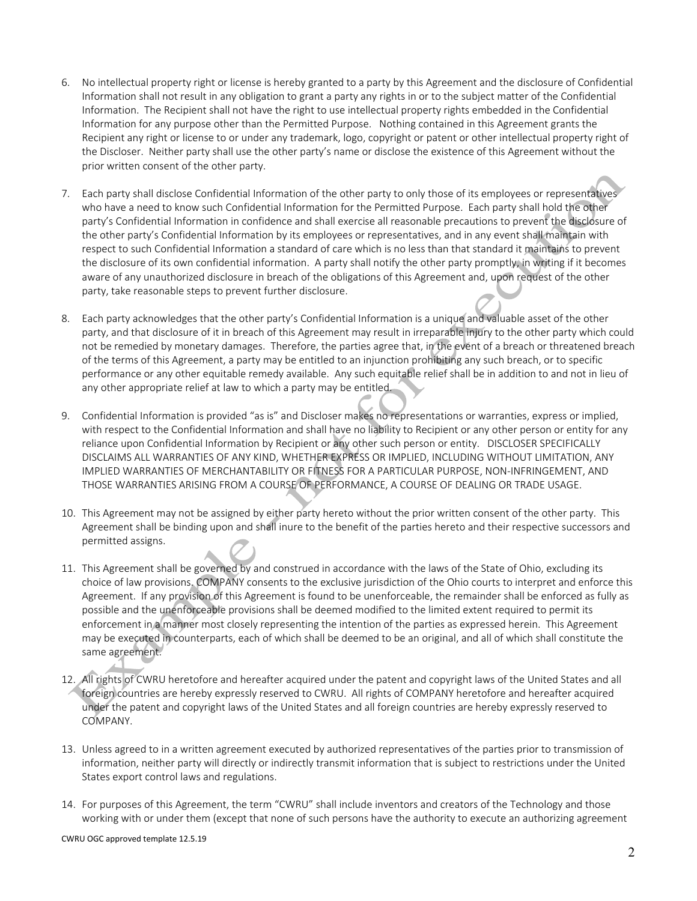6. No intellectual property right or license is hereby granted to a party by this Agreement and the disclosure of Confidential Information shall not result in any obligation to grant a party any rights in or to the subject matter of the Confidential Information. The Recipient shall not have the right to use intellectual property rights embedded in the Confidential Information for any purpose other than the Permitted Purpose. Nothing contained in this Agreement grants the Recipient any right or license to or under any trademark, logo, copyright or patent or other intellectual property right of the Discloser. Neither party shall use the other party's name or disclose the existence of this Agreement without the prior written consent of the other party.

7. Each party shall disclose Confidential Information of the other party to only those of its employees or representatives who have a need to know such Confidential Information for the Permitted Purpose. Each party shall hold the other party's Confidential Information in confidence and shall exercise all reasonable precautions to prevent the disclosure of the other party's Confidential Information by its employees or representatives, and in any event shall maintain with respect to such Confidential Information a standard of care which is no less than that standard it maintains to prevent the disclosure of its own confidential information. A party shall notify the other party promptly, in writing if it becomes aware of any unauthorized disclosure in breach of the obligations of this Agreement and, upon request of the other party, take reasonable steps to prevent further disclosure.

8. Each party acknowledges that the other party's Confidential Information is a unique and valuable asset of the other party, and that disclosure of it in breach of this Agreement may result in irreparable injury to the other party which could not be remedied by monetary damages. Therefore, the parties agree that, in the event of a breach or threatened breach of the terms of this Agreement, a party may be entitled to an injunction prohibiting any such breach, or to specific performance or any other equitable remedy available. Any such equitable relief shall be in addition to and not in lieu of any other appropriate relief at law to which a party may be entitled.

9. Confidential Information is provided "as is" and Discloser makes no representations or warranties, express or implied, with respect to the Confidential Information and shall have no liability to Recipient or any other person or entity for any reliance upon Confidential Information by Recipient or any other such person or entity. DISCLOSER SPECIFICALLY DISCLAIMS ALL WARRANTIES OF ANY KIND, WHETHER EXPRESS OR IMPLIED, INCLUDING WITHOUT LIMITATION, ANY IMPLIED WARRANTIES OF MERCHANTABILITY OR FITNESS FOR A PARTICULAR PURPOSE, NON-INFRINGEMENT, AND THOSE WARRANTIES ARISING FROM A COURSE OF PERFORMANCE, A COURSE OF DEALING OR TRADE USAGE.

10. This Agreement may not be assigned by either party hereto without the prior written consent of the other party. This Agreement shall be binding upon and shall inure to the benefit of the parties hereto and their respective successors and permitted assigns.

11. This Agreement shall be governed by and construed in accordance with the laws of the State of Ohio, excluding its choice of law provisions. COMPANY consents to the exclusive jurisdiction of the Ohio courts to interpret and enforce this Agreement. If any provision of this Agreement is found to be unenforceable, the remainder shall be enforced as fully as possible and the unenforceable provisions shall be deemed modified to the limited extent required to permit its enforcement in a manner most closely representing the intention of the parties as expressed herein. This Agreement may be executed in counterparts, each of which shall be deemed to be an original, and all of which shall constitute the same agreement.

12. All rights of CWRU heretofore and hereafter acquired under the patent and copyright laws of the United States and all foreign countries are hereby expressly reserved to CWRU. All rights of COMPANY heretofore and hereafter acquired under the patent and copyright laws of the United States and all foreign countries are hereby expressly reserved to COMPANY.

13. Unless agreed to in a written agreement executed by authorized representatives of the parties prior to transmission of information, neither party will directly or indirectly transmit information that is subject to restrictions under the United States export control laws and regulations.

14. For purposes of this Agreement, the term "CWRU" shall include inventors and creators of the Technology and those working with or under them (except that none of such persons have the authority to execute an authorizing agreement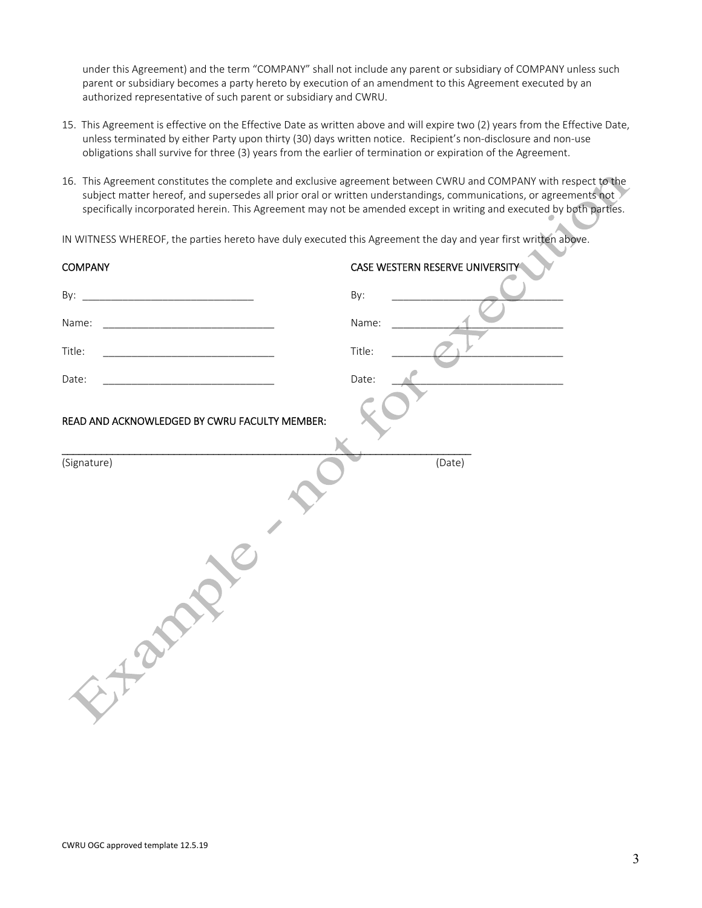under this Agreement) and the term "COMPANY" shall not include any parent or subsidiary of COMPANY unless such parent or subsidiary becomes a party hereto by execution of an amendment to this Agreement executed by an authorized representative of such parent or subsidiary and CWRU.

15. This Agreement is effective on the Effective Date as written above and will expire two (2) years from the Effective Date, unless terminated by either Party upon thirty (30) days written notice. Recipient's non-disclosure and non-use obligations shall survive for three (3) years from the earlier of termination or expiration of the Agreement.

16. This Agreement constitutes the complete and exclusive agreement between CWRU and COMPANY with respect to the subject matter hereof, and supersedes all prior oral or written understandings, communications, or agreements not specifically incorporated herein. This Agreement may not be amended except in writing and executed by both parties.

IN WITNESS WHEREOF, the parties hereto have duly executed this Agreement the day and year first written above.

| COMPANY | CASE WESTERN RESERVE UNIVERSITY |
| --- | --- |
| By: ______________________________ | By: ______________________________ |
| Name: ______________________________ | Name: ______________________________ |
| Title: ______________________________ | Title: ______________________________ |
| Date: ______________________________ | Date: ______________________________ |

READ AND ACKNOWLEDGED BY CWRU FACULTY MEMBER:

________________________________________________________________________

(Signature) (Date)

Example - not for execution

CWRU OGC approved template 12.5.19